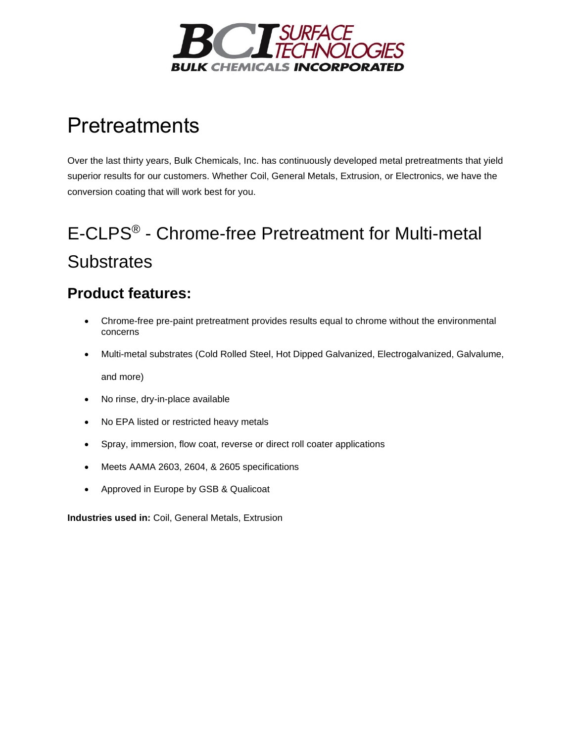# Pretreatments

Over the last thirty years, Bulk Chemicals, Inc. has continuously developed metal pretreatments that yield superior results for our customers. Whether Coil, General Metals, Extrusion, or Electronics, we have the conversion coating that will work best for you.

## E-CLPS® - Chrome-free Pretreatment for Multi-metal Substrates

### Product features:

- Chrome-free pre-paint pretreatment provides results equal to chrome without the environmental concerns
- Multi-metal substrates (Cold Rolled Steel, Hot Dipped Galvanized, Electrogalvanized, Galvalume, and more)
- No rinse, dry-in-place available
- No EPA listed or restricted heavy metals
- Spray, immersion, flow coat, reverse or direct roll coater applications
- Meets AAMA 2603, 2604, & 2605 specifications
- Approved in Europe by GSB & Qualicoat

**Industries used in:** Coil, General Metals, Extrusion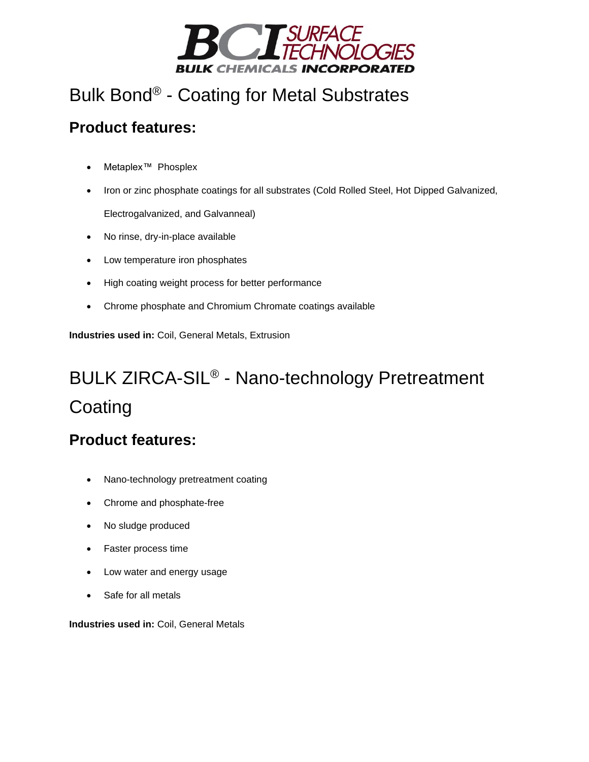# Bulk Bond® - Coating for Metal Substrates

## Product features:

- Metaplex™ Phosplex
- Iron or zinc phosphate coatings for all substrates (Cold Rolled Steel, Hot Dipped Galvanized, Electrogalvanized, and Galvanneal)
- No rinse, dry-in-place available
- Low temperature iron phosphates
- High coating weight process for better performance
- Chrome phosphate and Chromium Chromate coatings available

**Industries used in:** Coil, General Metals, Extrusion

# BULK ZIRCA-SIL® - Nano-technology Pretreatment Coating

## Product features:

- Nano-technology pretreatment coating
- Chrome and phosphate-free
- No sludge produced
- Faster process time
- Low water and energy usage
- Safe for all metals

**Industries used in:** Coil, General Metals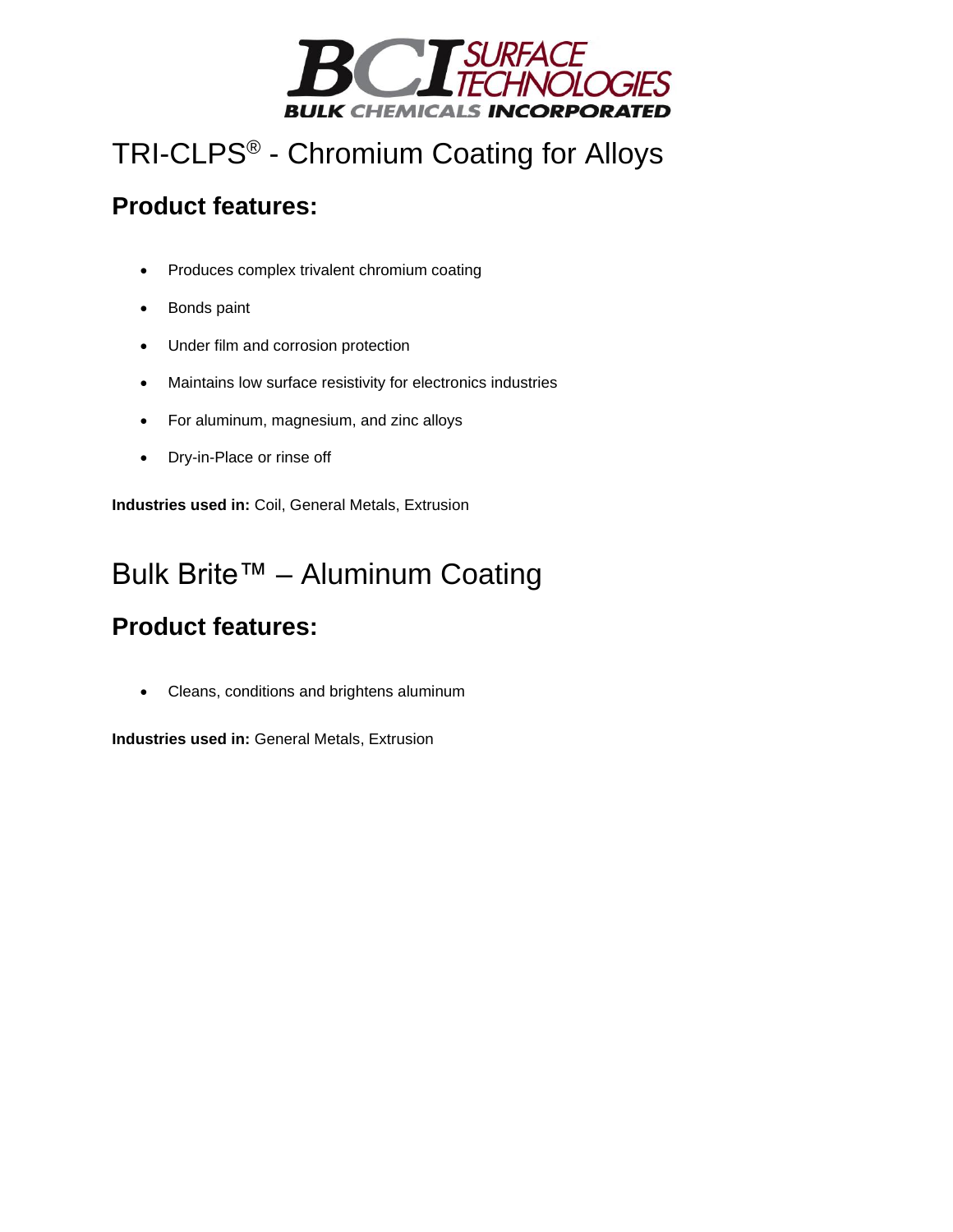BCI SURFACE TECHNOLOGIES
BULK CHEMICALS INCORPORATED

# TRI-CLPS® - Chromium Coating for Alloys

## Product features:

- Produces complex trivalent chromium coating
- Bonds paint
- Under film and corrosion protection
- Maintains low surface resistivity for electronics industries
- For aluminum, magnesium, and zinc alloys
- Dry-in-Place or rinse off

**Industries used in:** Coil, General Metals, Extrusion

# Bulk Brite™ – Aluminum Coating

## Product features:

- Cleans, conditions and brightens aluminum

**Industries used in:** General Metals, Extrusion